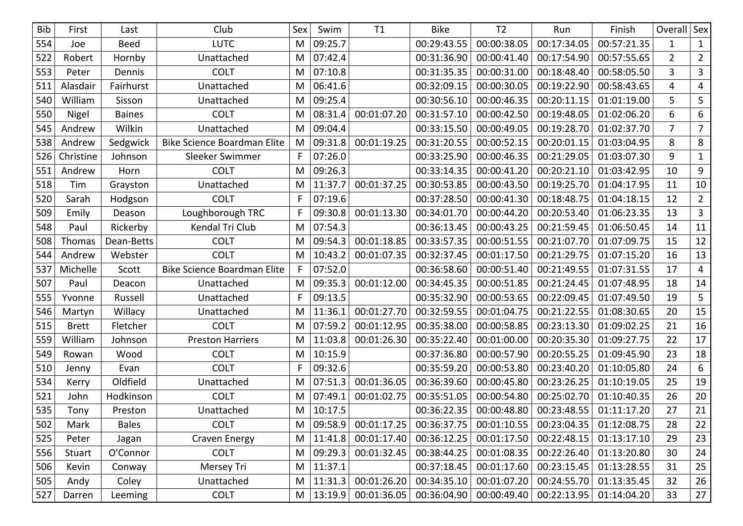| Bib | First | Last | Club | Sex | Swim | T1 | Bike | T2 | Run | Finish | Overall | Sex |
|---|---|---|---|---|---|---|---|---|---|---|---|---|
| 554 | Joe | Beed | LUTC | M | 09:25.7 | | 00:29:43.55 | 00:00:38.05 | 00:17:34.05 | 00:57:21.35 | 1 | 1 |
| 522 | Robert | Hornby | Unattached | M | 07:42.4 | | 00:31:36.90 | 00:00:41.40 | 00:17:54.90 | 00:57:55.65 | 2 | 2 |
| 553 | Peter | Dennis | COLT | M | 07:10.8 | | 00:31:35.35 | 00:00:31.00 | 00:18:48.40 | 00:58:05.50 | 3 | 3 |
| 511 | Alasdair | Fairhurst | Unattached | M | 06:41.6 | | 00:32:09.15 | 00:00:30.05 | 00:19:22.90 | 00:58:43.65 | 4 | 4 |
| 540 | William | Sisson | Unattached | M | 09:25.4 | | 00:30:56.10 | 00:00:46.35 | 00:20:11.15 | 01:01:19.00 | 5 | 5 |
| 550 | Nigel | Baines | COLT | M | 08:31.4 | 00:01:07.20 | 00:31:57.10 | 00:00:42.50 | 00:19:48.05 | 01:02:06.20 | 6 | 6 |
| 545 | Andrew | Wilkin | Unattached | M | 09:04.4 | | 00:33:15.50 | 00:00:49.05 | 00:19:28.70 | 01:02:37.70 | 7 | 7 |
| 538 | Andrew | Sedgwick | Bike Science Boardman Elite | M | 09:31.8 | 00:01:19.25 | 00:31:20.55 | 00:00:52.15 | 00:20:01.15 | 01:03:04.95 | 8 | 8 |
| 526 | Christine | Johnson | Sleeker Swimmer | F | 07:26.0 | | 00:33:25.90 | 00:00:46.35 | 00:21:29.05 | 01:03:07.30 | 9 | 1 |
| 551 | Andrew | Horn | COLT | M | 09:26.3 | | 00:33:14.35 | 00:00:41.20 | 00:20:21.10 | 01:03:42.95 | 10 | 9 |
| 518 | Tim | Grayston | Unattached | M | 11:37.7 | 00:01:37.25 | 00:30:53.85 | 00:00:43.50 | 00:19:25.70 | 01:04:17.95 | 11 | 10 |
| 520 | Sarah | Hodgson | COLT | F | 07:19.6 | | 00:37:28.50 | 00:00:41.30 | 00:18:48.75 | 01:04:18.15 | 12 | 2 |
| 509 | Emily | Deason | Loughborough TRC | F | 09:30.8 | 00:01:13.30 | 00:34:01.70 | 00:00:44.20 | 00:20:53.40 | 01:06:23.35 | 13 | 3 |
| 548 | Paul | Rickerby | Kendal Tri Club | M | 07:54.3 | | 00:36:13.45 | 00:00:43.25 | 00:21:59.45 | 01:06:50.45 | 14 | 11 |
| 508 | Thomas | Dean-Betts | COLT | M | 09:54.3 | 00:01:18.85 | 00:33:57.35 | 00:00:51.55 | 00:21:07.70 | 01:07:09.75 | 15 | 12 |
| 544 | Andrew | Webster | COLT | M | 10:43.2 | 00:01:07.35 | 00:32:37.45 | 00:01:17.50 | 00:21:29.75 | 01:07:15.20 | 16 | 13 |
| 537 | Michelle | Scott | Bike Science Boardman Elite | F | 07:52.0 | | 00:36:58.60 | 00:00:51.40 | 00:21:49.55 | 01:07:31.55 | 17 | 4 |
| 507 | Paul | Deacon | Unattached | M | 09:35.3 | 00:01:12.00 | 00:34:45.35 | 00:00:51.85 | 00:21:24.45 | 01:07:48.95 | 18 | 14 |
| 555 | Yvonne | Russell | Unattached | F | 09:13.5 | | 00:35:32.90 | 00:00:53.65 | 00:22:09.45 | 01:07:49.50 | 19 | 5 |
| 546 | Martyn | Willacy | Unattached | M | 11:36.1 | 00:01:27.70 | 00:32:59.55 | 00:01:04.75 | 00:21:22.55 | 01:08:30.65 | 20 | 15 |
| 515 | Brett | Fletcher | COLT | M | 07:59.2 | 00:01:12.95 | 00:35:38.00 | 00:00:58.85 | 00:23:13.30 | 01:09:02.25 | 21 | 16 |
| 559 | William | Johnson | Preston Harriers | M | 11:03.8 | 00:01:26.30 | 00:35:22.40 | 00:01:00.00 | 00:20:35.30 | 01:09:27.75 | 22 | 17 |
| 549 | Rowan | Wood | COLT | M | 10:15.9 | | 00:37:36.80 | 00:00:57.90 | 00:20:55.25 | 01:09:45.90 | 23 | 18 |
| 510 | Jenny | Evan | COLT | F | 09:32.6 | | 00:35:59.20 | 00:00:53.80 | 00:23:40.20 | 01:10:05.80 | 24 | 6 |
| 534 | Kerry | Oldfield | Unattached | M | 07:51.3 | 00:01:36.05 | 00:36:39.60 | 00:00:45.80 | 00:23:26.25 | 01:10:19.05 | 25 | 19 |
| 521 | John | Hodkinson | COLT | M | 07:49.1 | 00:01:02.75 | 00:35:51.05 | 00:00:54.80 | 00:25:02.70 | 01:10:40.35 | 26 | 20 |
| 535 | Tony | Preston | Unattached | M | 10:17.5 | | 00:36:22.35 | 00:00:48.80 | 00:23:48.55 | 01:11:17.20 | 27 | 21 |
| 502 | Mark | Bales | COLT | M | 09:58.9 | 00:01:17.25 | 00:36:37.75 | 00:01:10.55 | 00:23:04.35 | 01:12:08.75 | 28 | 22 |
| 525 | Peter | Jagan | Craven Energy | M | 11:41.8 | 00:01:17.40 | 00:36:12.25 | 00:01:17.50 | 00:22:48.15 | 01:13:17.10 | 29 | 23 |
| 556 | Stuart | O'Connor | COLT | M | 09:29.3 | 00:01:32.45 | 00:38:44.25 | 00:01:08.35 | 00:22:26.40 | 01:13:20.80 | 30 | 24 |
| 506 | Kevin | Conway | Mersey Tri | M | 11:37.1 | | 00:37:18.45 | 00:01:17.60 | 00:23:15.45 | 01:13:28.55 | 31 | 25 |
| 505 | Andy | Coley | Unattached | M | 11:31.3 | 00:01:26.20 | 00:34:35.10 | 00:01:07.20 | 00:24:55.70 | 01:13:35.45 | 32 | 26 |
| 527 | Darren | Leeming | COLT | M | 13:19.9 | 00:01:36.05 | 00:36:04.90 | 00:00:49.40 | 00:22:13.95 | 01:14:04.20 | 33 | 27 |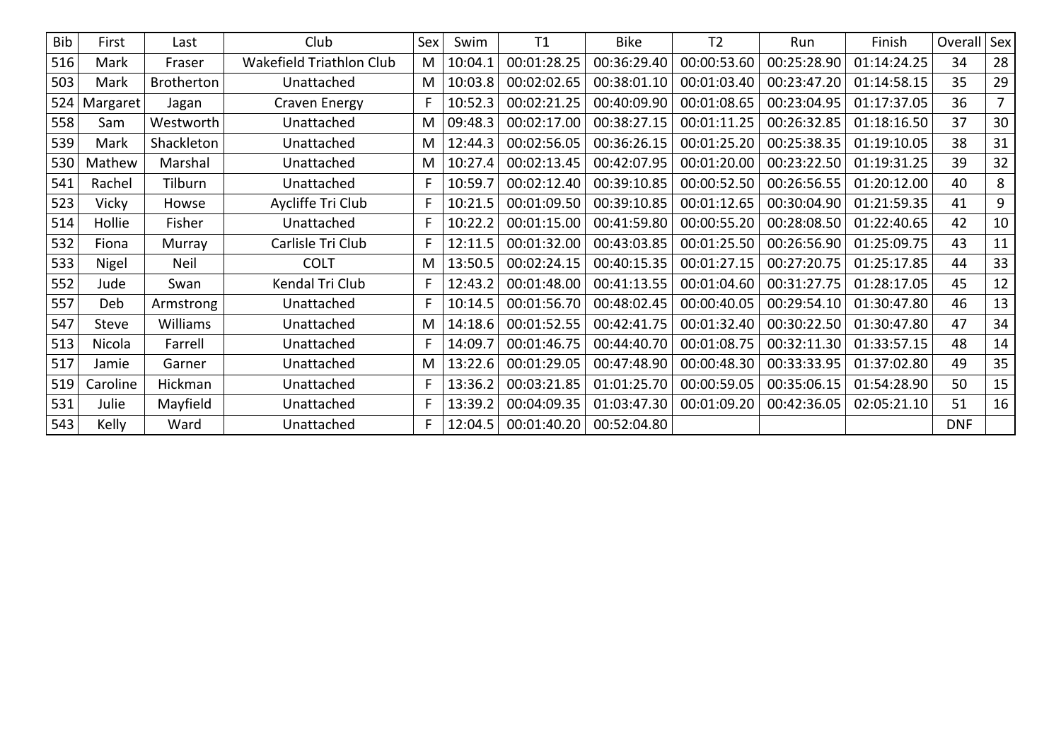| Bib | First | Last | Club | Sex | Swim | T1 | Bike | T2 | Run | Finish | Overall | Sex |
|---|---|---|---|---|---|---|---|---|---|---|---|---|
| 516 | Mark | Fraser | Wakefield Triathlon Club | M | 10:04.1 | 00:01:28.25 | 00:36:29.40 | 00:00:53.60 | 00:25:28.90 | 01:14:24.25 | 34 | 28 |
| 503 | Mark | Brotherton | Unattached | M | 10:03.8 | 00:02:02.65 | 00:38:01.10 | 00:01:03.40 | 00:23:47.20 | 01:14:58.15 | 35 | 29 |
| 524 | Margaret | Jagan | Craven Energy | F | 10:52.3 | 00:02:21.25 | 00:40:09.90 | 00:01:08.65 | 00:23:04.95 | 01:17:37.05 | 36 | 7 |
| 558 | Sam | Westworth | Unattached | M | 09:48.3 | 00:02:17.00 | 00:38:27.15 | 00:01:11.25 | 00:26:32.85 | 01:18:16.50 | 37 | 30 |
| 539 | Mark | Shackleton | Unattached | M | 12:44.3 | 00:02:56.05 | 00:36:26.15 | 00:01:25.20 | 00:25:38.35 | 01:19:10.05 | 38 | 31 |
| 530 | Mathew | Marshal | Unattached | M | 10:27.4 | 00:02:13.45 | 00:42:07.95 | 00:01:20.00 | 00:23:22.50 | 01:19:31.25 | 39 | 32 |
| 541 | Rachel | Tilburn | Unattached | F | 10:59.7 | 00:02:12.40 | 00:39:10.85 | 00:00:52.50 | 00:26:56.55 | 01:20:12.00 | 40 | 8 |
| 523 | Vicky | Howse | Aycliffe Tri Club | F | 10:21.5 | 00:01:09.50 | 00:39:10.85 | 00:01:12.65 | 00:30:04.90 | 01:21:59.35 | 41 | 9 |
| 514 | Hollie | Fisher | Unattached | F | 10:22.2 | 00:01:15.00 | 00:41:59.80 | 00:00:55.20 | 00:28:08.50 | 01:22:40.65 | 42 | 10 |
| 532 | Fiona | Murray | Carlisle Tri Club | F | 12:11.5 | 00:01:32.00 | 00:43:03.85 | 00:01:25.50 | 00:26:56.90 | 01:25:09.75 | 43 | 11 |
| 533 | Nigel | Neil | COLT | M | 13:50.5 | 00:02:24.15 | 00:40:15.35 | 00:01:27.15 | 00:27:20.75 | 01:25:17.85 | 44 | 33 |
| 552 | Jude | Swan | Kendal Tri Club | F | 12:43.2 | 00:01:48.00 | 00:41:13.55 | 00:01:04.60 | 00:31:27.75 | 01:28:17.05 | 45 | 12 |
| 557 | Deb | Armstrong | Unattached | F | 10:14.5 | 00:01:56.70 | 00:48:02.45 | 00:00:40.05 | 00:29:54.10 | 01:30:47.80 | 46 | 13 |
| 547 | Steve | Williams | Unattached | M | 14:18.6 | 00:01:52.55 | 00:42:41.75 | 00:01:32.40 | 00:30:22.50 | 01:30:47.80 | 47 | 34 |
| 513 | Nicola | Farrell | Unattached | F | 14:09.7 | 00:01:46.75 | 00:44:40.70 | 00:01:08.75 | 00:32:11.30 | 01:33:57.15 | 48 | 14 |
| 517 | Jamie | Garner | Unattached | M | 13:22.6 | 00:01:29.05 | 00:47:48.90 | 00:00:48.30 | 00:33:33.95 | 01:37:02.80 | 49 | 35 |
| 519 | Caroline | Hickman | Unattached | F | 13:36.2 | 00:03:21.85 | 01:01:25.70 | 00:00:59.05 | 00:35:06.15 | 01:54:28.90 | 50 | 15 |
| 531 | Julie | Mayfield | Unattached | F | 13:39.2 | 00:04:09.35 | 01:03:47.30 | 00:01:09.20 | 00:42:36.05 | 02:05:21.10 | 51 | 16 |
| 543 | Kelly | Ward | Unattached | F | 12:04.5 | 00:01:40.20 | 00:52:04.80 | | | | DNF | |